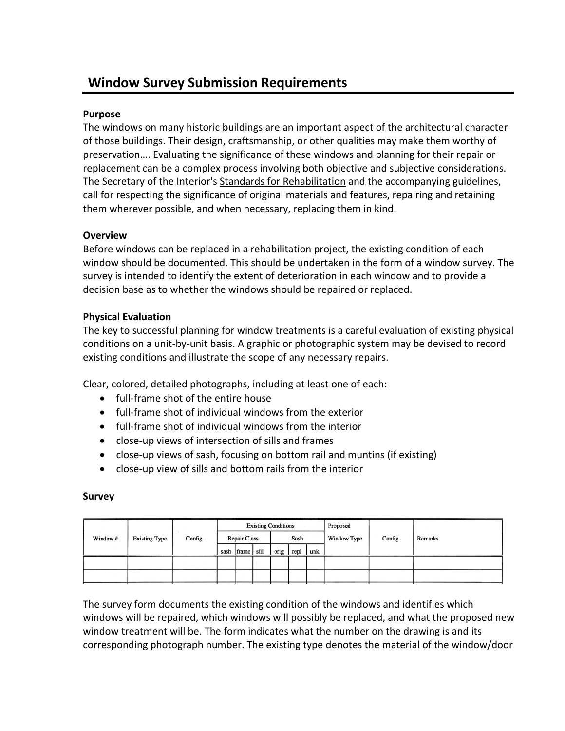# Window Survey Submission Requirements

**Purpose**

The windows on many historic buildings are an important aspect of the architectural character of those buildings. Their design, craftsmanship, or other qualities may make them worthy of preservation…. Evaluating the significance of these windows and planning for their repair or replacement can be a complex process involving both objective and subjective considerations. The Secretary of the Interior's Standards for Rehabilitation and the accompanying guidelines, call for respecting the significance of original materials and features, repairing and retaining them wherever possible, and when necessary, replacing them in kind.

**Overview**

Before windows can be replaced in a rehabilitation project, the existing condition of each window should be documented. This should be undertaken in the form of a window survey. The survey is intended to identify the extent of deterioration in each window and to provide a decision base as to whether the windows should be repaired or replaced.

**Physical Evaluation**

The key to successful planning for window treatments is a careful evaluation of existing physical conditions on a unit-by-unit basis. A graphic or photographic system may be devised to record existing conditions and illustrate the scope of any necessary repairs.

Clear, colored, detailed photographs, including at least one of each:

- full-frame shot of the entire house
- full-frame shot of individual windows from the exterior
- full-frame shot of individual windows from the interior
- close-up views of intersection of sills and frames
- close-up views of sash, focusing on bottom rail and muntins (if existing)
- close-up view of sills and bottom rails from the interior

**Survey**

| Window # | Existing Type | Config. | Existing Conditions | | | | | | Proposed Window Type | Config. | Remarks |
|---|---|---|---|---|---|---|---|---|---|---|---|
| | | | Repair Class | | | Sash | | | | | |
| | | | sash | frame | sill | orig | repl | unk. | | | |
| | | | | | | | | | | | |
| | | | | | | | | | | | |

The survey form documents the existing condition of the windows and identifies which windows will be repaired, which windows will possibly be replaced, and what the proposed new window treatment will be. The form indicates what the number on the drawing is and its corresponding photograph number. The existing type denotes the material of the window/door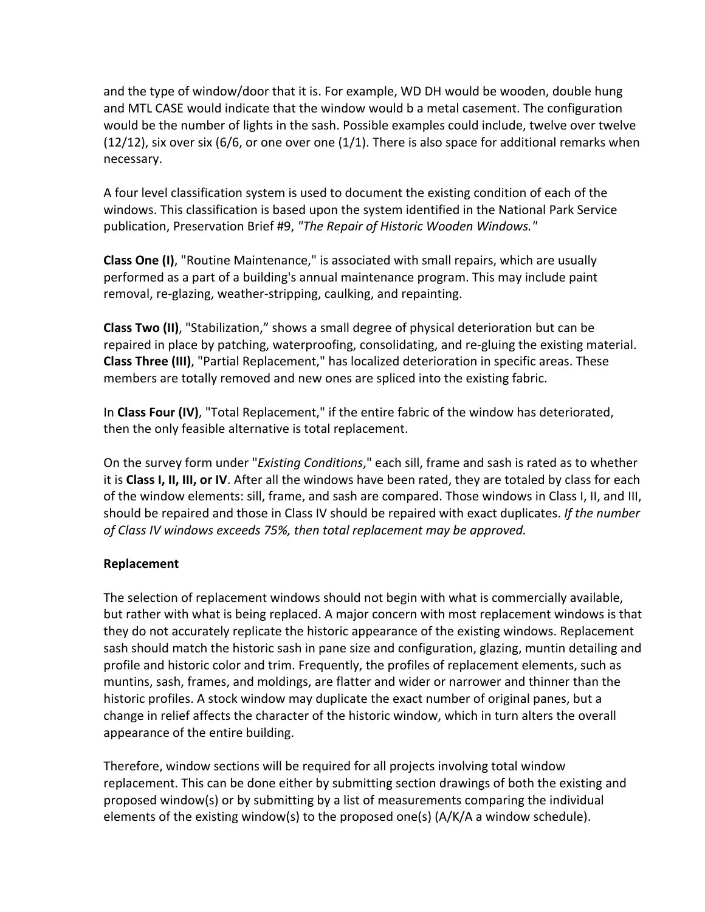and the type of window/door that it is. For example, WD DH would be wooden, double hung and MTL CASE would indicate that the window would b a metal casement. The configuration would be the number of lights in the sash. Possible examples could include, twelve over twelve (12/12), six over six (6/6, or one over one (1/1). There is also space for additional remarks when necessary.

A four level classification system is used to document the existing condition of each of the windows. This classification is based upon the system identified in the National Park Service publication, Preservation Brief #9, *"The Repair of Historic Wooden Windows."*

**Class One (I)**, "Routine Maintenance," is associated with small repairs, which are usually performed as a part of a building's annual maintenance program. This may include paint removal, re-glazing, weather-stripping, caulking, and repainting.

**Class Two (II)**, "Stabilization," shows a small degree of physical deterioration but can be repaired in place by patching, waterproofing, consolidating, and re-gluing the existing material. **Class Three (III)**, "Partial Replacement," has localized deterioration in specific areas. These members are totally removed and new ones are spliced into the existing fabric.

In **Class Four (IV)**, "Total Replacement," if the entire fabric of the window has deteriorated, then the only feasible alternative is total replacement.

On the survey form under "*Existing Conditions*," each sill, frame and sash is rated as to whether it is **Class I, II, III, or IV**. After all the windows have been rated, they are totaled by class for each of the window elements: sill, frame, and sash are compared. Those windows in Class I, II, and III, should be repaired and those in Class IV should be repaired with exact duplicates. *If the number of Class IV windows exceeds 75%, then total replacement may be approved.*

**Replacement**

The selection of replacement windows should not begin with what is commercially available, but rather with what is being replaced. A major concern with most replacement windows is that they do not accurately replicate the historic appearance of the existing windows. Replacement sash should match the historic sash in pane size and configuration, glazing, muntin detailing and profile and historic color and trim. Frequently, the profiles of replacement elements, such as muntins, sash, frames, and moldings, are flatter and wider or narrower and thinner than the historic profiles. A stock window may duplicate the exact number of original panes, but a change in relief affects the character of the historic window, which in turn alters the overall appearance of the entire building.

Therefore, window sections will be required for all projects involving total window replacement. This can be done either by submitting section drawings of both the existing and proposed window(s) or by submitting by a list of measurements comparing the individual elements of the existing window(s) to the proposed one(s) (A/K/A a window schedule).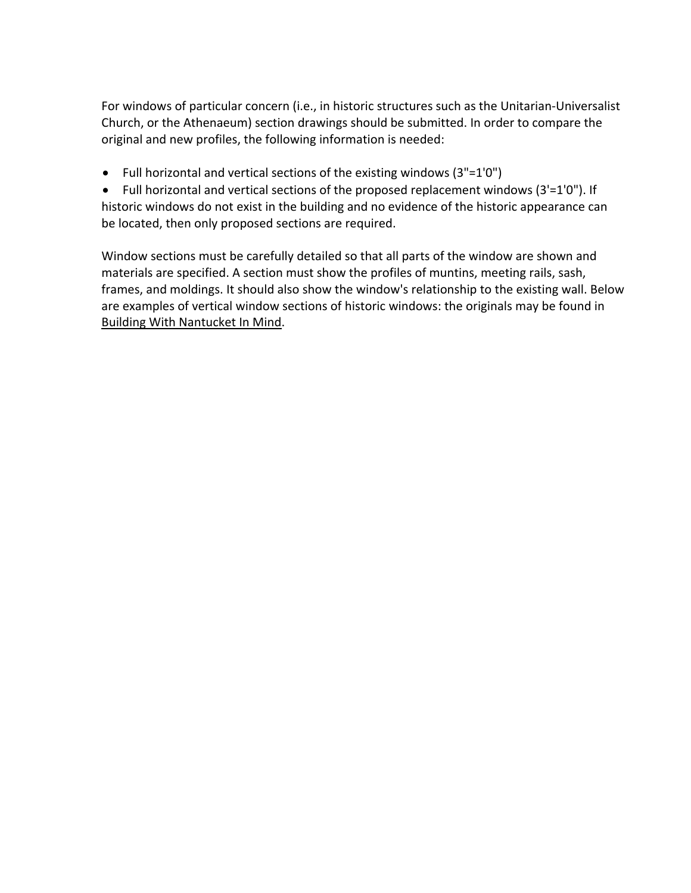For windows of particular concern (i.e., in historic structures such as the Unitarian-Universalist Church, or the Athenaeum) section drawings should be submitted. In order to compare the original and new profiles, the following information is needed:

- Full horizontal and vertical sections of the existing windows (3"=1'0")
- Full horizontal and vertical sections of the proposed replacement windows (3'=1'0"). If historic windows do not exist in the building and no evidence of the historic appearance can be located, then only proposed sections are required.

Window sections must be carefully detailed so that all parts of the window are shown and materials are specified. A section must show the profiles of muntins, meeting rails, sash, frames, and moldings. It should also show the window's relationship to the existing wall. Below are examples of vertical window sections of historic windows: the originals may be found in Building With Nantucket In Mind.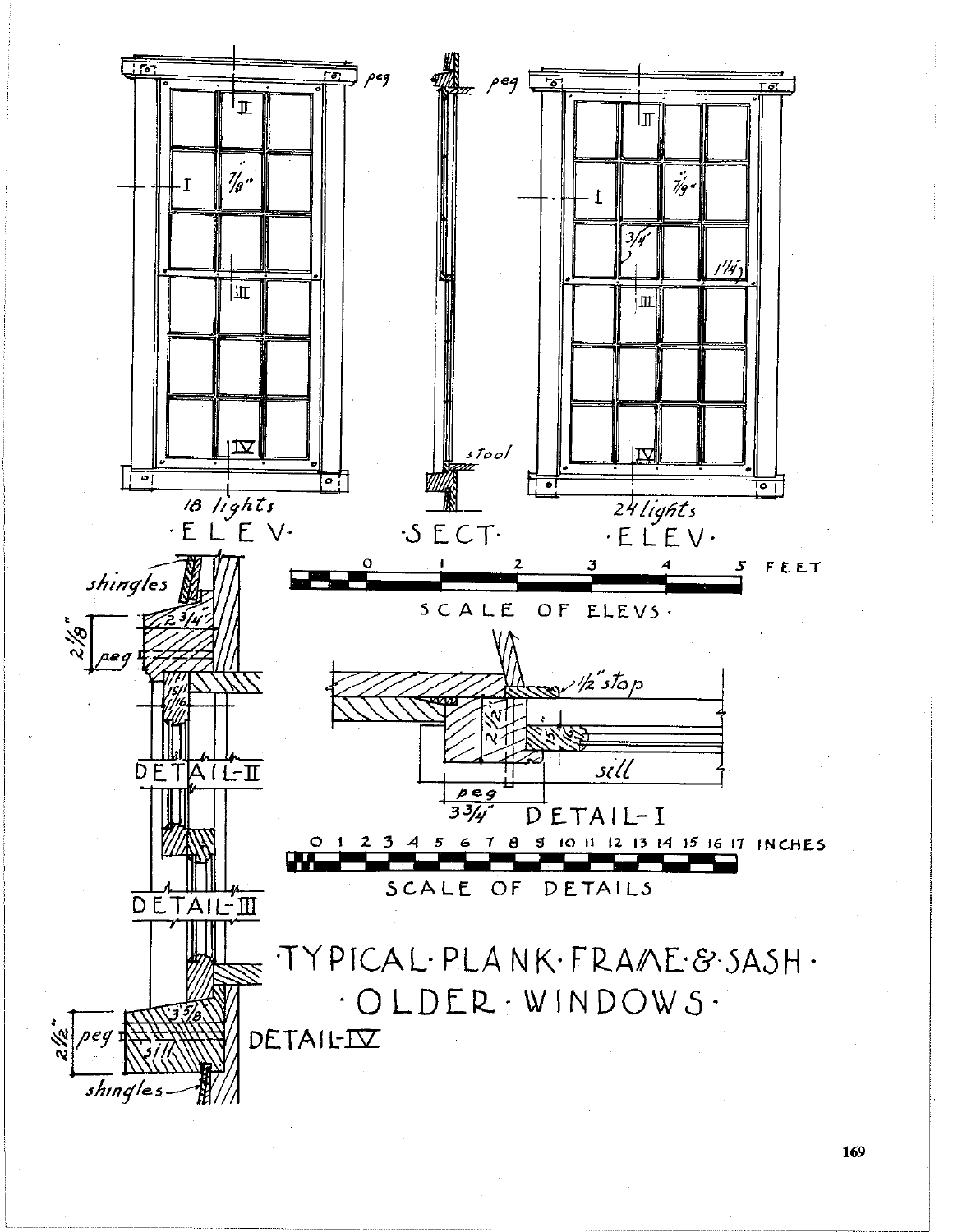# TYPICAL PLANK FRAME & SASH · OLDER WINDOWS

18 lights
ELEV.

SECT.

24 lights
ELEV.

peg

stool

SCALE OF ELEVS.

0 1 2 3 4 5 FEET

shingles

peg

DETAIL-II

DETAIL-III

DETAIL-IV

sill

DETAIL-I

1/2" stop

SCALE OF DETAILS

0 1 2 3 4 5 6 7 8 9 10 11 12 13 14 15 16 17 INCHES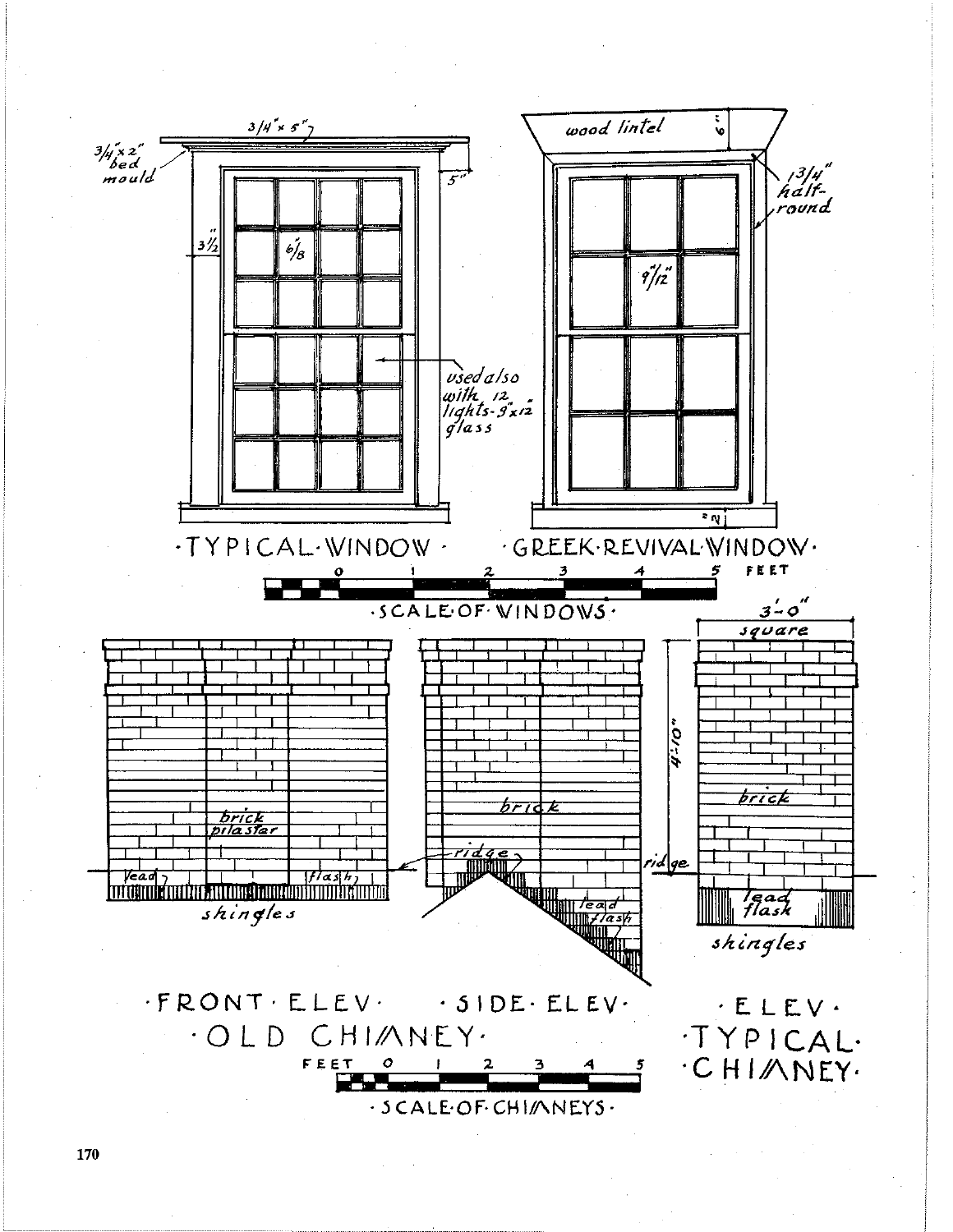3/4" x 5"

3/4" x 2" bed mould

5"

3 1/2"

6/8

used also with 12 lights - 9" x 12" glass

wood lintel

6"

1 3/4" half-round

9"/12"

2"

·TYPICAL·WINDOW·

·GREEK·REVIVAL·WINDOW·

0 1 2 3 4 5 FEET

·SCALE·OF·WINDOWS·

brick pilaster

lead flash

shingles

brick

ridge

lead flash

3'-0" square

4'-10"

brick

ridge

lead flash

shingles

·FRONT·ELEV·

·SIDE·ELEV·

·OLD CHIMNEY·

·ELEV·

·TYPICAL·

·CHIMNEY·

FEET 0 1 2 3 4 5

·SCALE·OF·CHIMNEYS·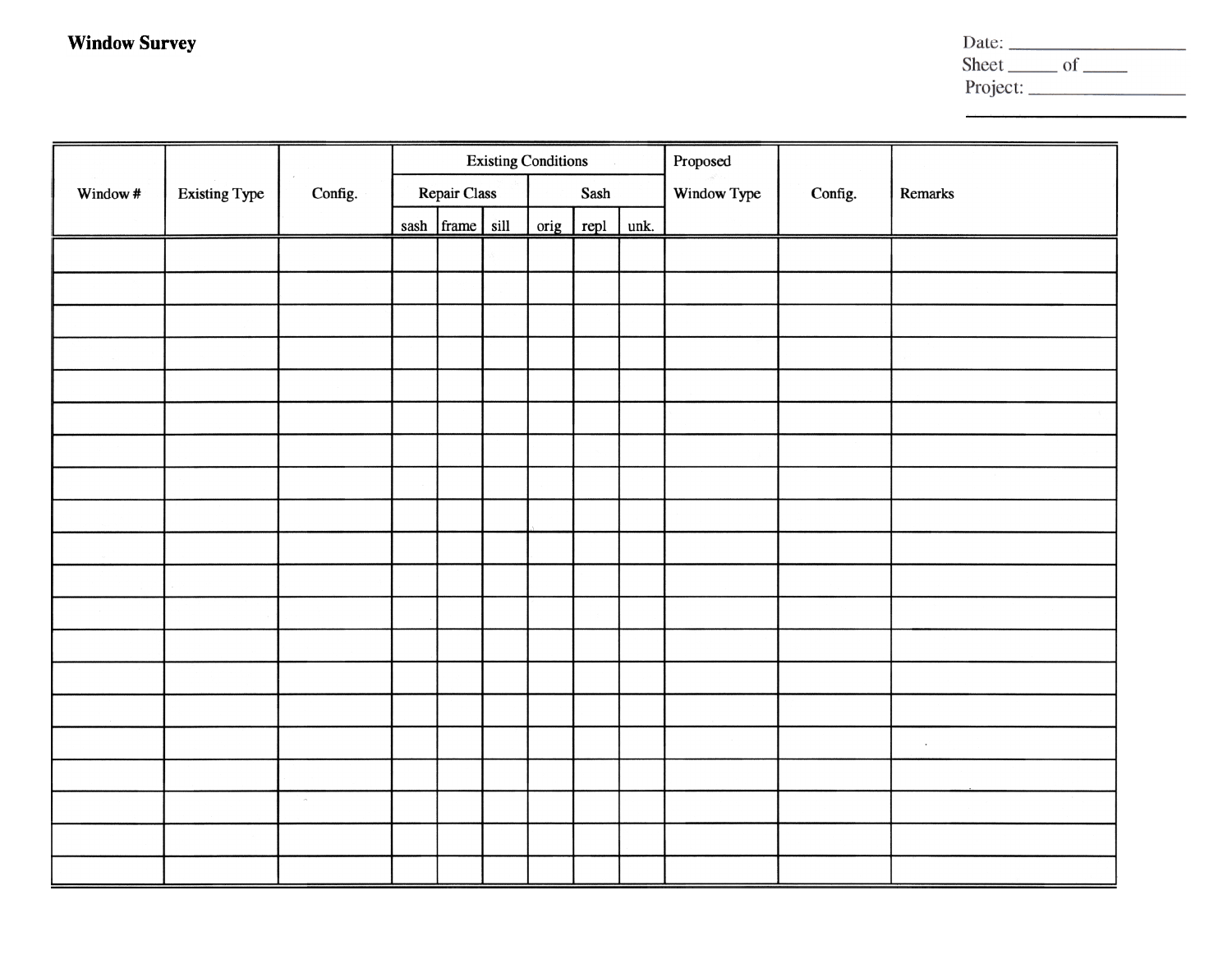**Window Survey**

Date: ____________________
Sheet _____ of _____
Project: ________________
________________________

| Window # | Existing Type | Config. | Existing Conditions | | | | | | Proposed Window Type | Config. | Remarks |
|---|---|---|---|---|---|---|---|---|---|---|---|
| | | | Repair Class | | | Sash | | | | | |
| | | | sash | frame | sill | orig | repl | unk. | | | |
| | | | | | | | | | | | |
| | | | | | | | | | | | |
| | | | | | | | | | | | |
| | | | | | | | | | | | |
| | | | | | | | | | | | |
| | | | | | | | | | | | |
| | | | | | | | | | | | |
| | | | | | | | | | | | |
| | | | | | | | | | | | |
| | | | | | | | | | | | |
| | | | | | | | | | | | |
| | | | | | | | | | | | |
| | | | | | | | | | | | |
| | | | | | | | | | | | |
| | | | | | | | | | | | |
| | | | | | | | | | | | |
| | | | | | | | | | | | |
| | | | | | | | | | | | |
| | | | | | | | | | | | |
| | | | | | | | | | | | |